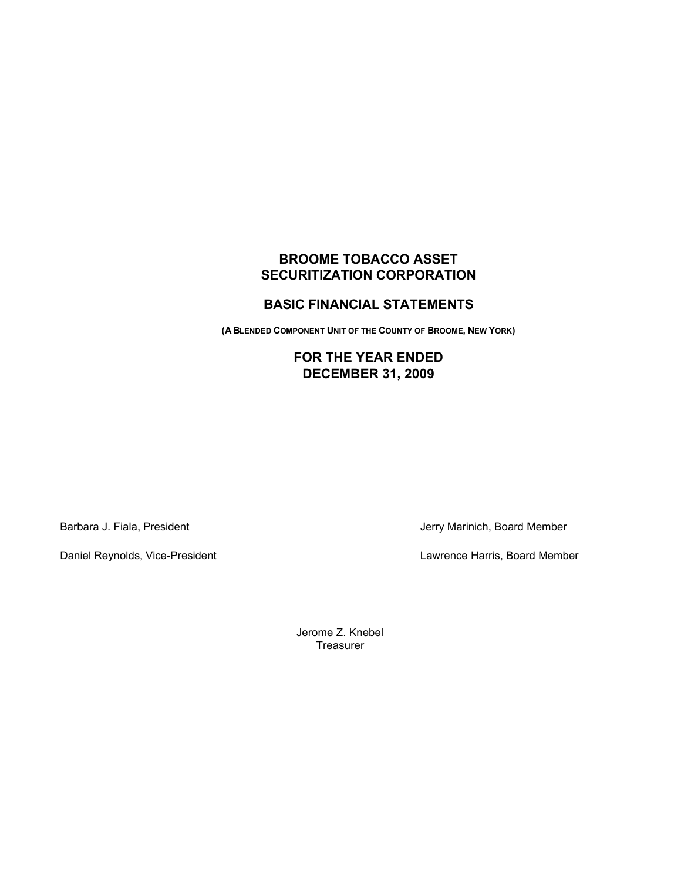# BROOME TOBACCO ASSET SECURITIZATION CORPORATION

## BASIC FINANCIAL STATEMENTS

**(A BLENDED COMPONENT UNIT OF THE COUNTY OF BROOME, NEW YORK)**

## FOR THE YEAR ENDED DECEMBER 31, 2009

Barbara J. Fiala, President

Daniel Reynolds, Vice-President

Jerry Marinich, Board Member

Lawrence Harris, Board Member

Jerome Z. Knebel
Treasurer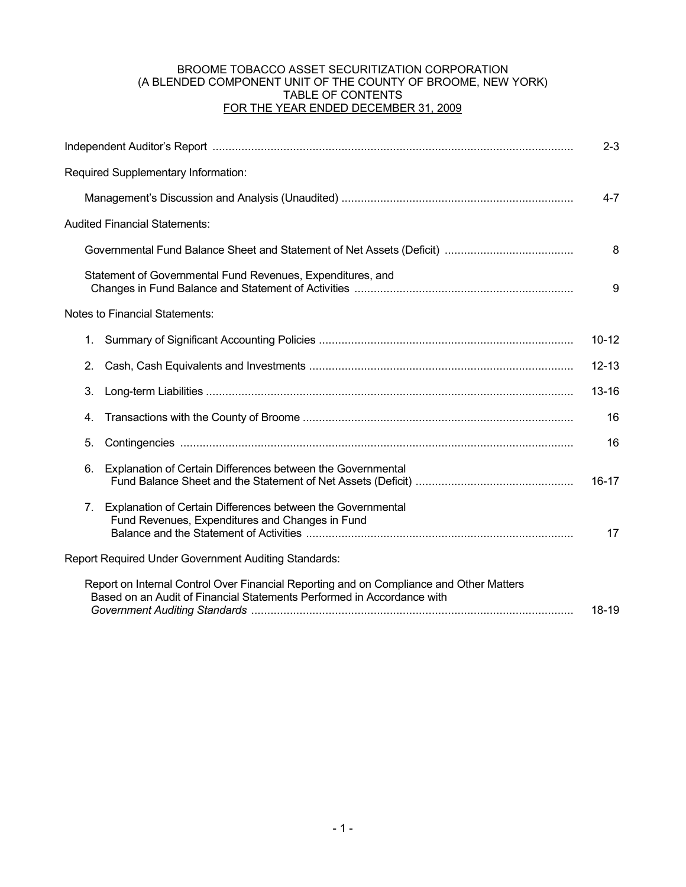# BROOME TOBACCO ASSET SECURITIZATION CORPORATION
## (A BLENDED COMPONENT UNIT OF THE COUNTY OF BROOME, NEW YORK)
## TABLE OF CONTENTS
## FOR THE YEAR ENDED DECEMBER 31, 2009

| | |
|---|---|
| Independent Auditor's Report | 2-3 |
| Required Supplementary Information: | |
| Management's Discussion and Analysis (Unaudited) | 4-7 |
| Audited Financial Statements: | |
| Governmental Fund Balance Sheet and Statement of Net Assets (Deficit) | 8 |
| Statement of Governmental Fund Revenues, Expenditures, and Changes in Fund Balance and Statement of Activities | 9 |
| Notes to Financial Statements: | |
| 1. Summary of Significant Accounting Policies | 10-12 |
| 2. Cash, Cash Equivalents and Investments | 12-13 |
| 3. Long-term Liabilities | 13-16 |
| 4. Transactions with the County of Broome | 16 |
| 5. Contingencies | 16 |
| 6. Explanation of Certain Differences between the Governmental Fund Balance Sheet and the Statement of Net Assets (Deficit) | 16-17 |
| 7. Explanation of Certain Differences between the Governmental Fund Revenues, Expenditures and Changes in Fund Balance and the Statement of Activities | 17 |
| Report Required Under Government Auditing Standards: | |
| Report on Internal Control Over Financial Reporting and on Compliance and Other Matters Based on an Audit of Financial Statements Performed in Accordance with *Government Auditing Standards* | 18-19 |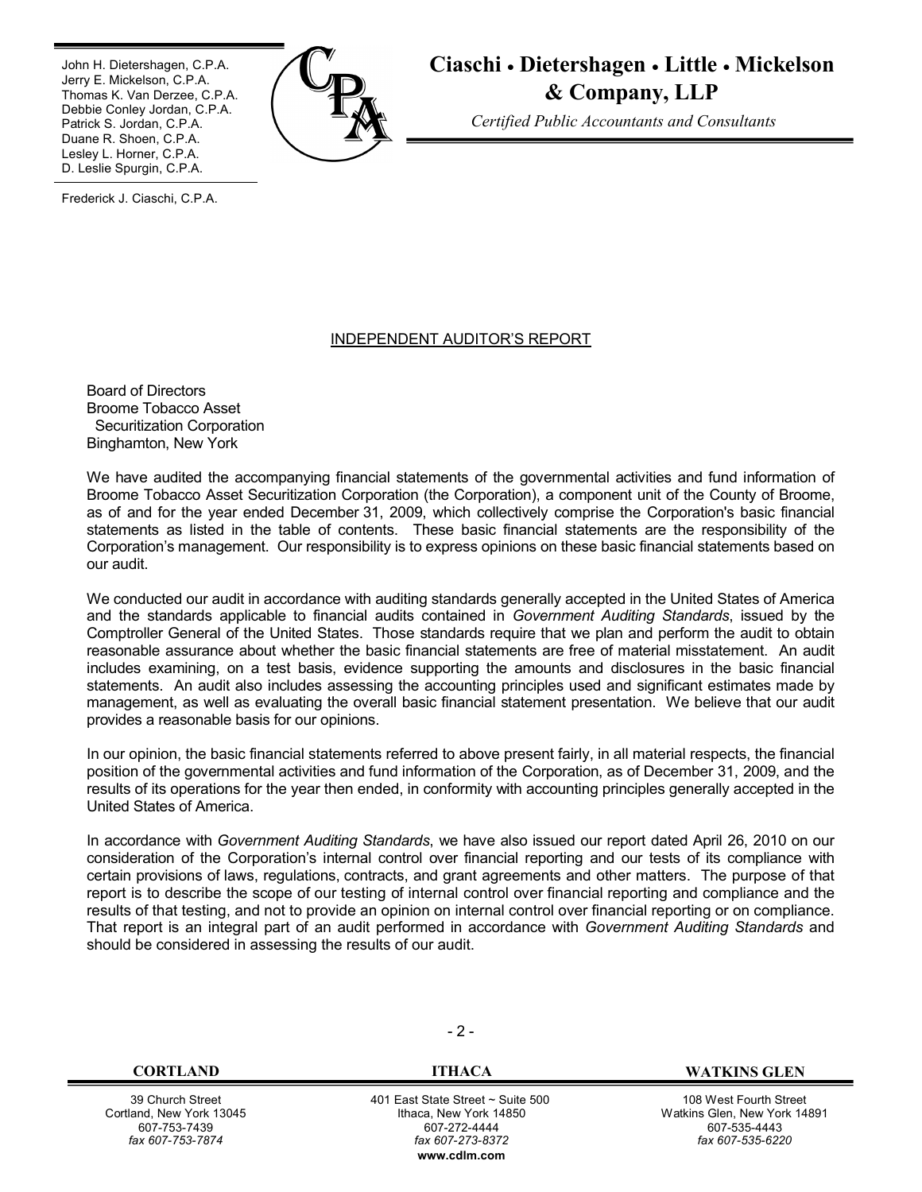John H. Dietershagen, C.P.A.
Jerry E. Mickelson, C.P.A.
Thomas K. Van Derzee, C.P.A.
Debbie Conley Jordan, C.P.A.
Patrick S. Jordan, C.P.A.
Duane R. Shoen, C.P.A.
Lesley L. Horner, C.P.A.
D. Leslie Spurgin, C.P.A.

Frederick J. Ciaschi, C.P.A.

**Ciaschi • Dietershagen • Little • Mickelson & Company, LLP**

*Certified Public Accountants and Consultants*

## INDEPENDENT AUDITOR'S REPORT

Board of Directors
Broome Tobacco Asset
Securitization Corporation
Binghamton, New York

We have audited the accompanying financial statements of the governmental activities and fund information of Broome Tobacco Asset Securitization Corporation (the Corporation), a component unit of the County of Broome, as of and for the year ended December 31, 2009, which collectively comprise the Corporation's basic financial statements as listed in the table of contents. These basic financial statements are the responsibility of the Corporation's management. Our responsibility is to express opinions on these basic financial statements based on our audit.

We conducted our audit in accordance with auditing standards generally accepted in the United States of America and the standards applicable to financial audits contained in *Government Auditing Standards*, issued by the Comptroller General of the United States. Those standards require that we plan and perform the audit to obtain reasonable assurance about whether the basic financial statements are free of material misstatement. An audit includes examining, on a test basis, evidence supporting the amounts and disclosures in the basic financial statements. An audit also includes assessing the accounting principles used and significant estimates made by management, as well as evaluating the overall basic financial statement presentation. We believe that our audit provides a reasonable basis for our opinions.

In our opinion, the basic financial statements referred to above present fairly, in all material respects, the financial position of the governmental activities and fund information of the Corporation, as of December 31, 2009, and the results of its operations for the year then ended, in conformity with accounting principles generally accepted in the United States of America.

In accordance with *Government Auditing Standards*, we have also issued our report dated April 26, 2010 on our consideration of the Corporation's internal control over financial reporting and our tests of its compliance with certain provisions of laws, regulations, contracts, and grant agreements and other matters. The purpose of that report is to describe the scope of our testing of internal control over financial reporting and compliance and the results of that testing, and not to provide an opinion on internal control over financial reporting or on compliance. That report is an integral part of an audit performed in accordance with *Government Auditing Standards* and should be considered in assessing the results of our audit.

| CORTLAND | ITHACA | WATKINS GLEN |
|---|---|---|
| 39 Church Street<br>Cortland, New York 13045<br>607-753-7439<br>*fax 607-753-7874* | 401 East State Street ~ Suite 500<br>Ithaca, New York 14850<br>607-272-4444<br>*fax 607-273-8372*<br>**www.cdlm.com** | 108 West Fourth Street<br>Watkins Glen, New York 14891<br>607-535-4443<br>*fax 607-535-6220* |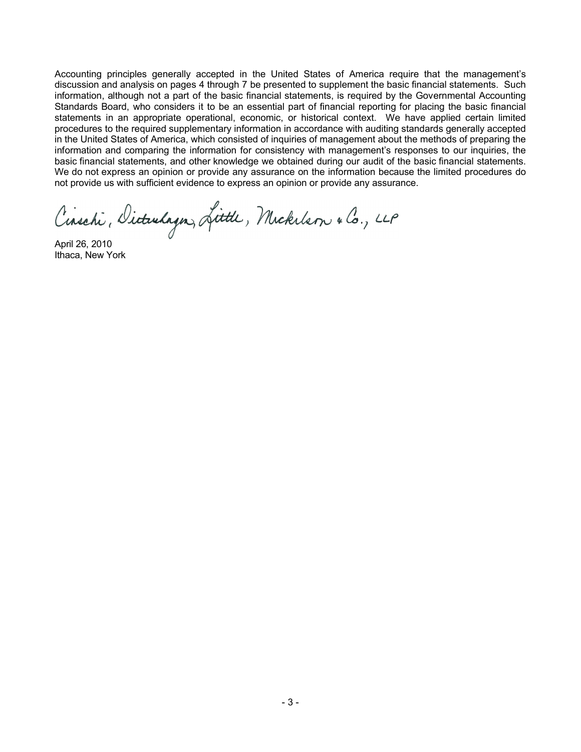Accounting principles generally accepted in the United States of America require that the management's discussion and analysis on pages 4 through 7 be presented to supplement the basic financial statements. Such information, although not a part of the basic financial statements, is required by the Governmental Accounting Standards Board, who considers it to be an essential part of financial reporting for placing the basic financial statements in an appropriate operational, economic, or historical context. We have applied certain limited procedures to the required supplementary information in accordance with auditing standards generally accepted in the United States of America, which consisted of inquiries of management about the methods of preparing the information and comparing the information for consistency with management's responses to our inquiries, the basic financial statements, and other knowledge we obtained during our audit of the basic financial statements. We do not express an opinion or provide any assurance on the information because the limited procedures do not provide us with sufficient evidence to express an opinion or provide any assurance.

Ciaschi, Dietershagen, Little, Mickelson & Co., LLP

April 26, 2010
Ithaca, New York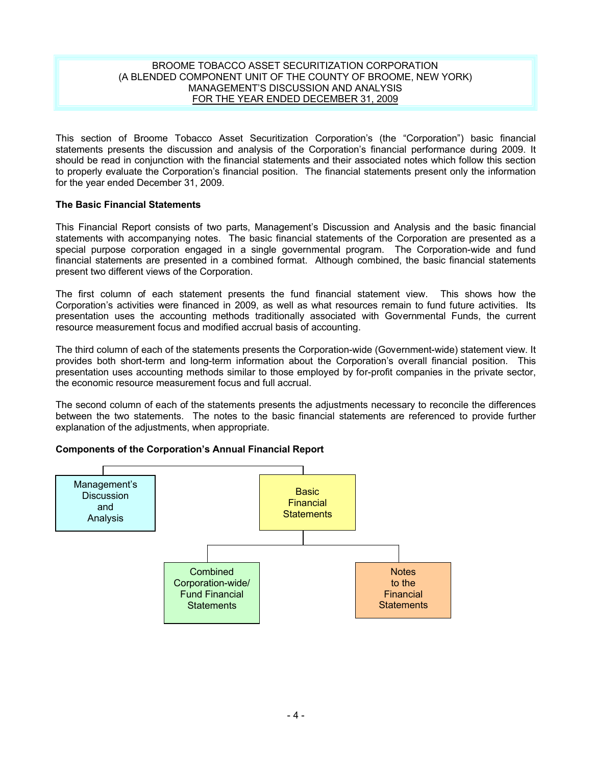BROOME TOBACCO ASSET SECURITIZATION CORPORATION
(A BLENDED COMPONENT UNIT OF THE COUNTY OF BROOME, NEW YORK)
MANAGEMENT'S DISCUSSION AND ANALYSIS
FOR THE YEAR ENDED DECEMBER 31, 2009

This section of Broome Tobacco Asset Securitization Corporation's (the "Corporation") basic financial statements presents the discussion and analysis of the Corporation's financial performance during 2009. It should be read in conjunction with the financial statements and their associated notes which follow this section to properly evaluate the Corporation's financial position. The financial statements present only the information for the year ended December 31, 2009.

**The Basic Financial Statements**

This Financial Report consists of two parts, Management's Discussion and Analysis and the basic financial statements with accompanying notes. The basic financial statements of the Corporation are presented as a special purpose corporation engaged in a single governmental program. The Corporation-wide and fund financial statements are presented in a combined format. Although combined, the basic financial statements present two different views of the Corporation.

The first column of each statement presents the fund financial statement view. This shows how the Corporation's activities were financed in 2009, as well as what resources remain to fund future activities. Its presentation uses the accounting methods traditionally associated with Governmental Funds, the current resource measurement focus and modified accrual basis of accounting.

The third column of each of the statements presents the Corporation-wide (Government-wide) statement view. It provides both short-term and long-term information about the Corporation's overall financial position. This presentation uses accounting methods similar to those employed by for-profit companies in the private sector, the economic resource measurement focus and full accrual.

The second column of each of the statements presents the adjustments necessary to reconcile the differences between the two statements. The notes to the basic financial statements are referenced to provide further explanation of the adjustments, when appropriate.

**Components of the Corporation's Annual Financial Report**

- Management's Discussion and Analysis
- Basic Financial Statements
  - Combined Corporation-wide/ Fund Financial Statements
  - Notes to the Financial Statements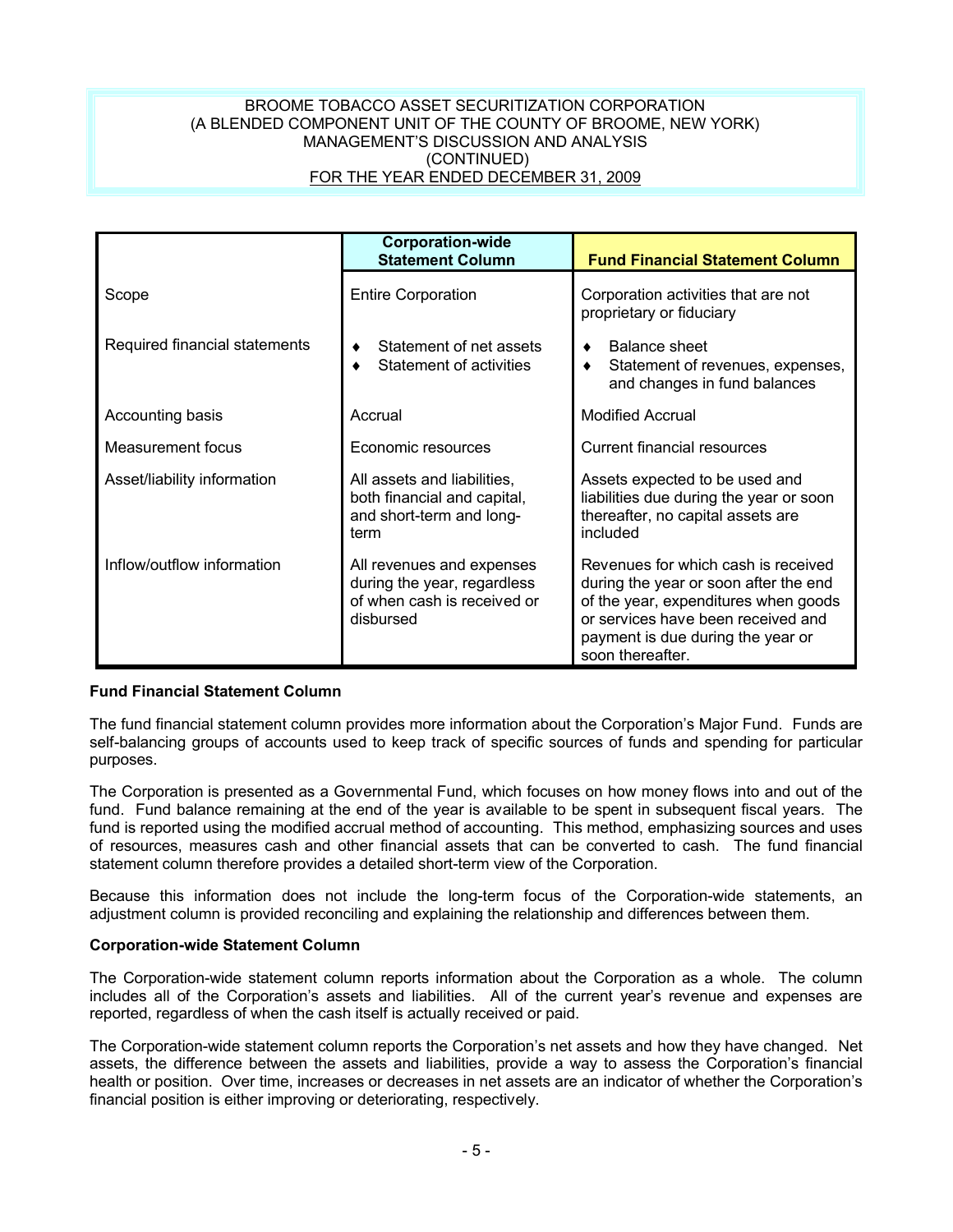| | Corporation-wide Statement Column | Fund Financial Statement Column |
|---|---|---|
| Scope | Entire Corporation | Corporation activities that are not proprietary or fiduciary |
| Required financial statements | ♦ Statement of net assets<br>♦ Statement of activities | ♦ Balance sheet<br>♦ Statement of revenues, expenses, and changes in fund balances |
| Accounting basis | Accrual | Modified Accrual |
| Measurement focus | Economic resources | Current financial resources |
| Asset/liability information | All assets and liabilities, both financial and capital, and short-term and long-term | Assets expected to be used and liabilities due during the year or soon thereafter, no capital assets are included |
| Inflow/outflow information | All revenues and expenses during the year, regardless of when cash is received or disbursed | Revenues for which cash is received during the year or soon after the end of the year, expenditures when goods or services have been received and payment is due during the year or soon thereafter. |

**Fund Financial Statement Column**

The fund financial statement column provides more information about the Corporation's Major Fund. Funds are self-balancing groups of accounts used to keep track of specific sources of funds and spending for particular purposes.

The Corporation is presented as a Governmental Fund, which focuses on how money flows into and out of the fund. Fund balance remaining at the end of the year is available to be spent in subsequent fiscal years. The fund is reported using the modified accrual method of accounting. This method, emphasizing sources and uses of resources, measures cash and other financial assets that can be converted to cash. The fund financial statement column therefore provides a detailed short-term view of the Corporation.

Because this information does not include the long-term focus of the Corporation-wide statements, an adjustment column is provided reconciling and explaining the relationship and differences between them.

**Corporation-wide Statement Column**

The Corporation-wide statement column reports information about the Corporation as a whole. The column includes all of the Corporation's assets and liabilities. All of the current year's revenue and expenses are reported, regardless of when the cash itself is actually received or paid.

The Corporation-wide statement column reports the Corporation's net assets and how they have changed. Net assets, the difference between the assets and liabilities, provide a way to assess the Corporation's financial health or position. Over time, increases or decreases in net assets are an indicator of whether the Corporation's financial position is either improving or deteriorating, respectively.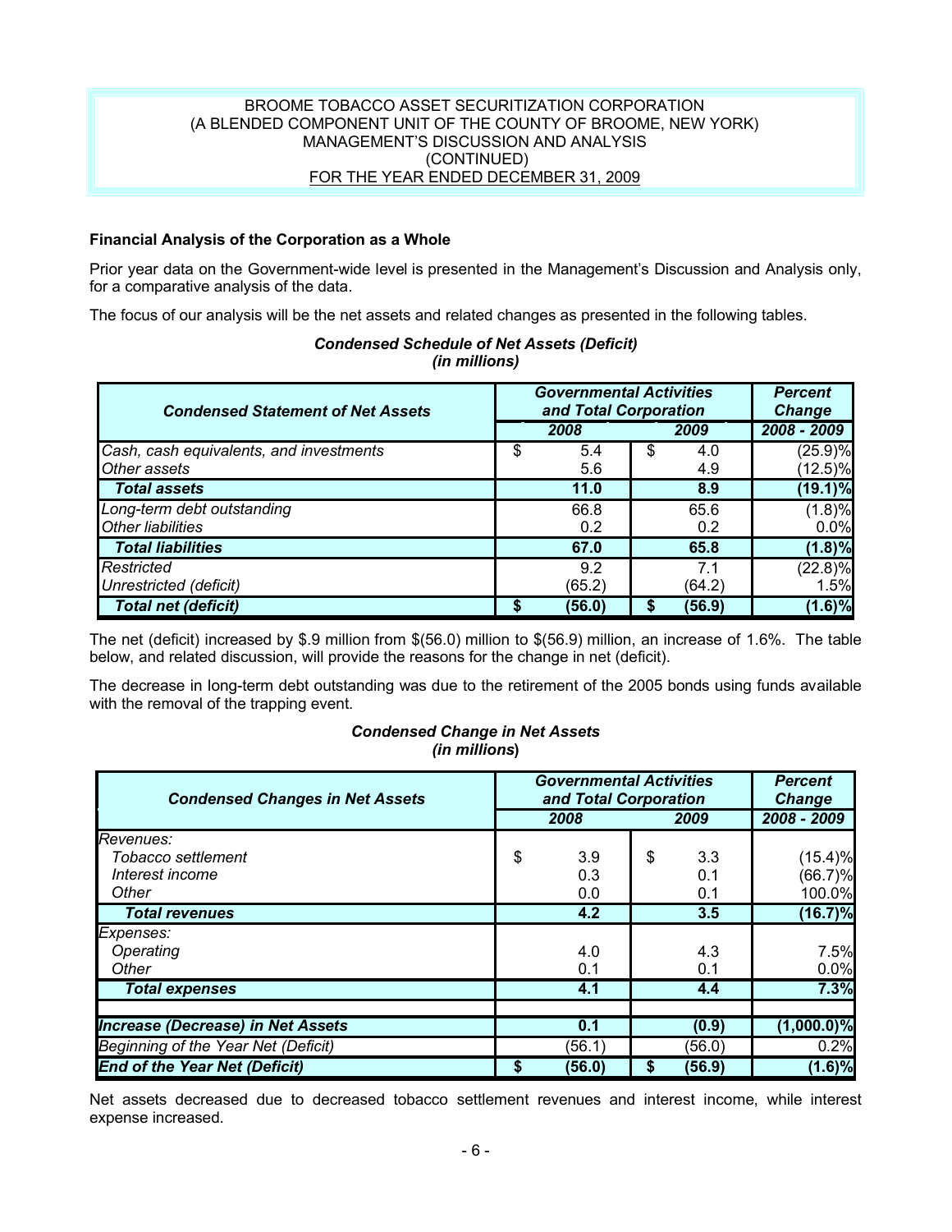BROOME TOBACCO ASSET SECURITIZATION CORPORATION
(A BLENDED COMPONENT UNIT OF THE COUNTY OF BROOME, NEW YORK)
MANAGEMENT'S DISCUSSION AND ANALYSIS
(CONTINUED)
FOR THE YEAR ENDED DECEMBER 31, 2009

**Financial Analysis of the Corporation as a Whole**

Prior year data on the Government-wide level is presented in the Management's Discussion and Analysis only, for a comparative analysis of the data.

The focus of our analysis will be the net assets and related changes as presented in the following tables.

***Condensed Schedule of Net Assets (Deficit)***
***(in millions)***

| *Condensed Statement of Net Assets* | *Governmental Activities and Total Corporation* | | *Percent Change* |
|---|---|---|---|
| | *2008* | *2009* | *2008 - 2009* |
| *Cash, cash equivalents, and investments* | $ 5.4 | $ 4.0 | (25.9)% |
| *Other assets* | 5.6 | 4.9 | (12.5)% |
| ***Total assets*** | **11.0** | **8.9** | **(19.1)%** |
| *Long-term debt outstanding* | 66.8 | 65.6 | (1.8)% |
| *Other liabilities* | 0.2 | 0.2 | 0.0% |
| ***Total liabilities*** | **67.0** | **65.8** | **(1.8)%** |
| *Restricted* | 9.2 | 7.1 | (22.8)% |
| *Unrestricted (deficit)* | (65.2) | (64.2) | 1.5% |
| ***Total net (deficit)*** | **$ (56.0)** | **$ (56.9)** | **(1.6)%** |

The net (deficit) increased by $.9 million from $(56.0) million to $(56.9) million, an increase of 1.6%. The table below, and related discussion, will provide the reasons for the change in net (deficit).

The decrease in long-term debt outstanding was due to the retirement of the 2005 bonds using funds available with the removal of the trapping event.

***Condensed Change in Net Assets***
***(in millions)***

| *Condensed Changes in Net Assets* | *Governmental Activities and Total Corporation* | | *Percent Change* |
|---|---|---|---|
| | *2008* | *2009* | *2008 - 2009* |
| *Revenues:* | | | |
| *Tobacco settlement* | $ 3.9 | $ 3.3 | (15.4)% |
| *Interest income* | 0.3 | 0.1 | (66.7)% |
| *Other* | 0.0 | 0.1 | 100.0% |
| ***Total revenues*** | **4.2** | **3.5** | **(16.7)%** |
| *Expenses:* | | | |
| *Operating* | 4.0 | 4.3 | 7.5% |
| *Other* | 0.1 | 0.1 | 0.0% |
| ***Total expenses*** | **4.1** | **4.4** | **7.3%** |
| ***Increase (Decrease) in Net Assets*** | **0.1** | **(0.9)** | **(1,000.0)%** |
| *Beginning of the Year Net (Deficit)* | (56.1) | (56.0) | 0.2% |
| ***End of the Year Net (Deficit)*** | **$ (56.0)** | **$ (56.9)** | **(1.6)%** |

Net assets decreased due to decreased tobacco settlement revenues and interest income, while interest expense increased.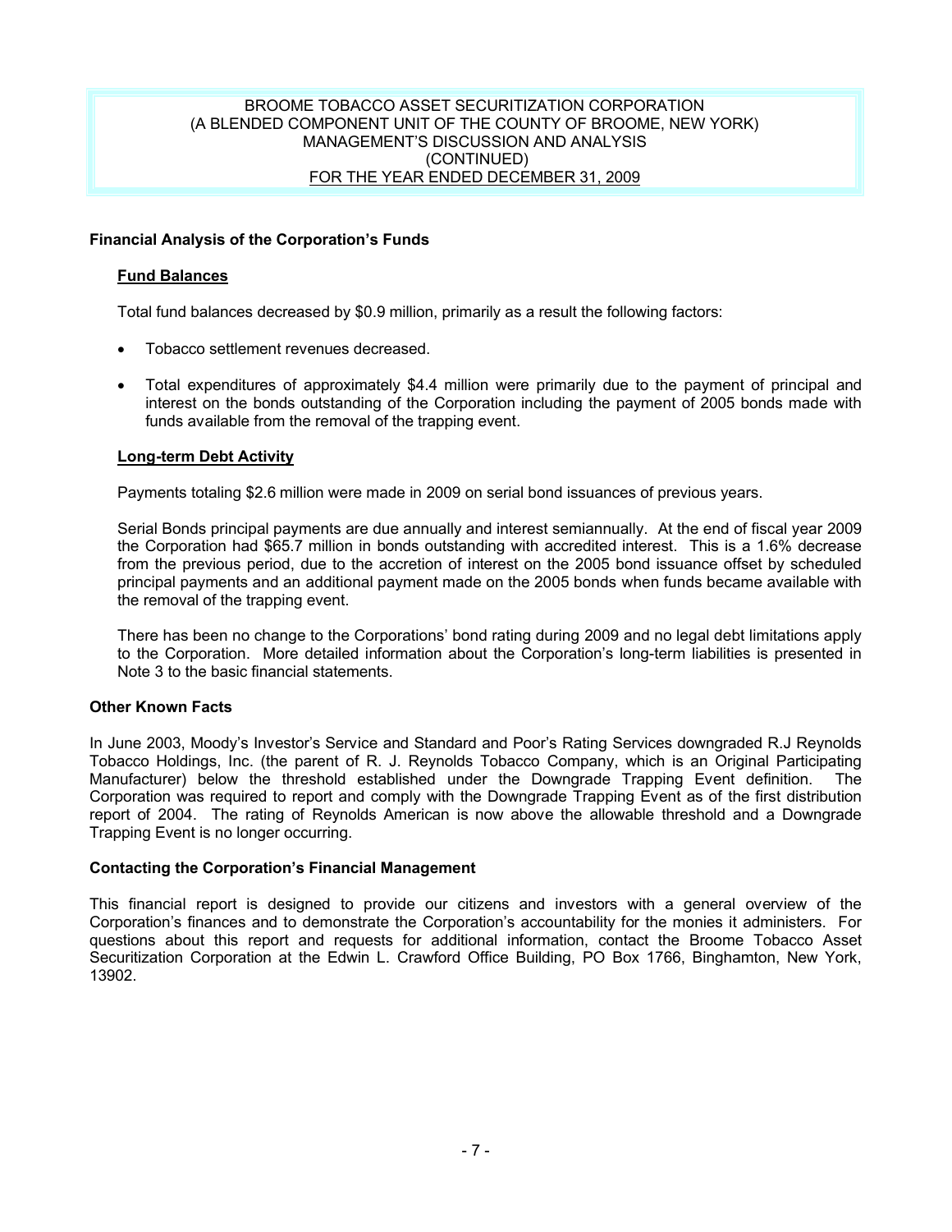## Financial Analysis of the Corporation's Funds

### Fund Balances

Total fund balances decreased by $0.9 million, primarily as a result the following factors:

- Tobacco settlement revenues decreased.
- Total expenditures of approximately $4.4 million were primarily due to the payment of principal and interest on the bonds outstanding of the Corporation including the payment of 2005 bonds made with funds available from the removal of the trapping event.

### Long-term Debt Activity

Payments totaling $2.6 million were made in 2009 on serial bond issuances of previous years.

Serial Bonds principal payments are due annually and interest semiannually. At the end of fiscal year 2009 the Corporation had $65.7 million in bonds outstanding with accredited interest. This is a 1.6% decrease from the previous period, due to the accretion of interest on the 2005 bond issuance offset by scheduled principal payments and an additional payment made on the 2005 bonds when funds became available with the removal of the trapping event.

There has been no change to the Corporations' bond rating during 2009 and no legal debt limitations apply to the Corporation. More detailed information about the Corporation's long-term liabilities is presented in Note 3 to the basic financial statements.

## Other Known Facts

In June 2003, Moody's Investor's Service and Standard and Poor's Rating Services downgraded R.J Reynolds Tobacco Holdings, Inc. (the parent of R. J. Reynolds Tobacco Company, which is an Original Participating Manufacturer) below the threshold established under the Downgrade Trapping Event definition. The Corporation was required to report and comply with the Downgrade Trapping Event as of the first distribution report of 2004. The rating of Reynolds American is now above the allowable threshold and a Downgrade Trapping Event is no longer occurring.

## Contacting the Corporation's Financial Management

This financial report is designed to provide our citizens and investors with a general overview of the Corporation's finances and to demonstrate the Corporation's accountability for the monies it administers. For questions about this report and requests for additional information, contact the Broome Tobacco Asset Securitization Corporation at the Edwin L. Crawford Office Building, PO Box 1766, Binghamton, New York, 13902.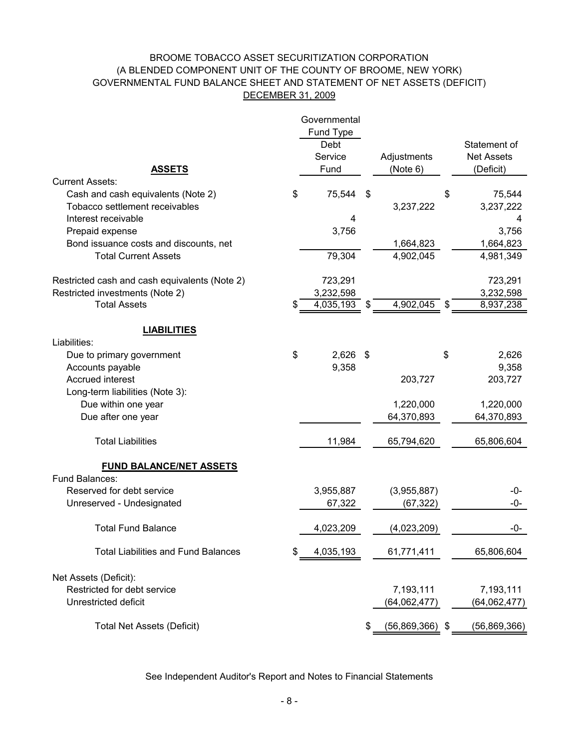# BROOME TOBACCO ASSET SECURITIZATION CORPORATION
## (A BLENDED COMPONENT UNIT OF THE COUNTY OF BROOME, NEW YORK)
## GOVERNMENTAL FUND BALANCE SHEET AND STATEMENT OF NET ASSETS (DEFICIT)
## DECEMBER 31, 2009

| | Governmental Fund Type Debt Service Fund | Adjustments (Note 6) | Statement of Net Assets (Deficit) |
|---|---|---|---|
| **ASSETS** | | | |
| Current Assets: | | | |
| Cash and cash equivalents (Note 2) | $ 75,544 | $ | $ 75,544 |
| Tobacco settlement receivables | | 3,237,222 | 3,237,222 |
| Interest receivable | 4 | | 4 |
| Prepaid expense | 3,756 | | 3,756 |
| Bond issuance costs and discounts, net | | 1,664,823 | 1,664,823 |
| Total Current Assets | 79,304 | 4,902,045 | 4,981,349 |
| Restricted cash and cash equivalents (Note 2) | 723,291 | | 723,291 |
| Restricted investments (Note 2) | 3,232,598 | | 3,232,598 |
| Total Assets | $ 4,035,193 | $ 4,902,045 | $ 8,937,238 |
| **LIABILITIES** | | | |
| Liabilities: | | | |
| Due to primary government | $ 2,626 | $ | $ 2,626 |
| Accounts payable | 9,358 | | 9,358 |
| Accrued interest | | 203,727 | 203,727 |
| Long-term liabilities (Note 3): | | | |
| Due within one year | | 1,220,000 | 1,220,000 |
| Due after one year | | 64,370,893 | 64,370,893 |
| Total Liabilities | 11,984 | 65,794,620 | 65,806,604 |
| **FUND BALANCE/NET ASSETS** | | | |
| Fund Balances: | | | |
| Reserved for debt service | 3,955,887 | (3,955,887) | -0- |
| Unreserved - Undesignated | 67,322 | (67,322) | -0- |
| Total Fund Balance | 4,023,209 | (4,023,209) | -0- |
| Total Liabilities and Fund Balances | $ 4,035,193 | 61,771,411 | 65,806,604 |
| Net Assets (Deficit): | | | |
| Restricted for debt service | | 7,193,111 | 7,193,111 |
| Unrestricted deficit | | (64,062,477) | (64,062,477) |
| Total Net Assets (Deficit) | | $ (56,869,366) | $ (56,869,366) |

See Independent Auditor's Report and Notes to Financial Statements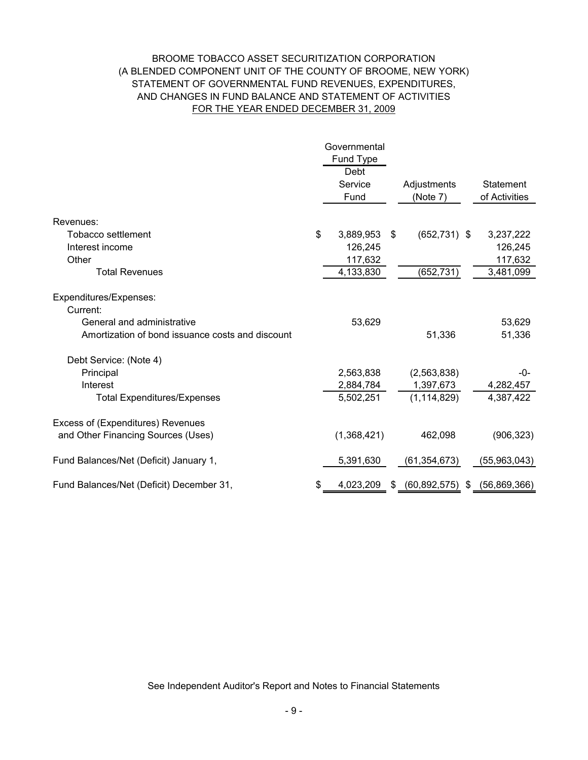# BROOME TOBACCO ASSET SECURITIZATION CORPORATION
## (A BLENDED COMPONENT UNIT OF THE COUNTY OF BROOME, NEW YORK)
## STATEMENT OF GOVERNMENTAL FUND REVENUES, EXPENDITURES, AND CHANGES IN FUND BALANCE AND STATEMENT OF ACTIVITIES
## FOR THE YEAR ENDED DECEMBER 31, 2009

| | Governmental Fund Type | | |
|---|---|---|---|
| | Debt Service Fund | Adjustments (Note 7) | Statement of Activities |
| **Revenues:** | | | |
| Tobacco settlement | $ 3,889,953 | $ (652,731) | $ 3,237,222 |
| Interest income | 126,245 | | 126,245 |
| Other | 117,632 | | 117,632 |
| Total Revenues | 4,133,830 | (652,731) | 3,481,099 |
| **Expenditures/Expenses:** | | | |
| Current: | | | |
| General and administrative | 53,629 | | 53,629 |
| Amortization of bond issuance costs and discount | | 51,336 | 51,336 |
| Debt Service: (Note 4) | | | |
| Principal | 2,563,838 | (2,563,838) | -0- |
| Interest | 2,884,784 | 1,397,673 | 4,282,457 |
| Total Expenditures/Expenses | 5,502,251 | (1,114,829) | 4,387,422 |
| Excess of (Expenditures) Revenues and Other Financing Sources (Uses) | (1,368,421) | 462,098 | (906,323) |
| Fund Balances/Net (Deficit) January 1, | 5,391,630 | (61,354,673) | (55,963,043) |
| Fund Balances/Net (Deficit) December 31, | $ 4,023,209 | $ (60,892,575) | $ (56,869,366) |

See Independent Auditor's Report and Notes to Financial Statements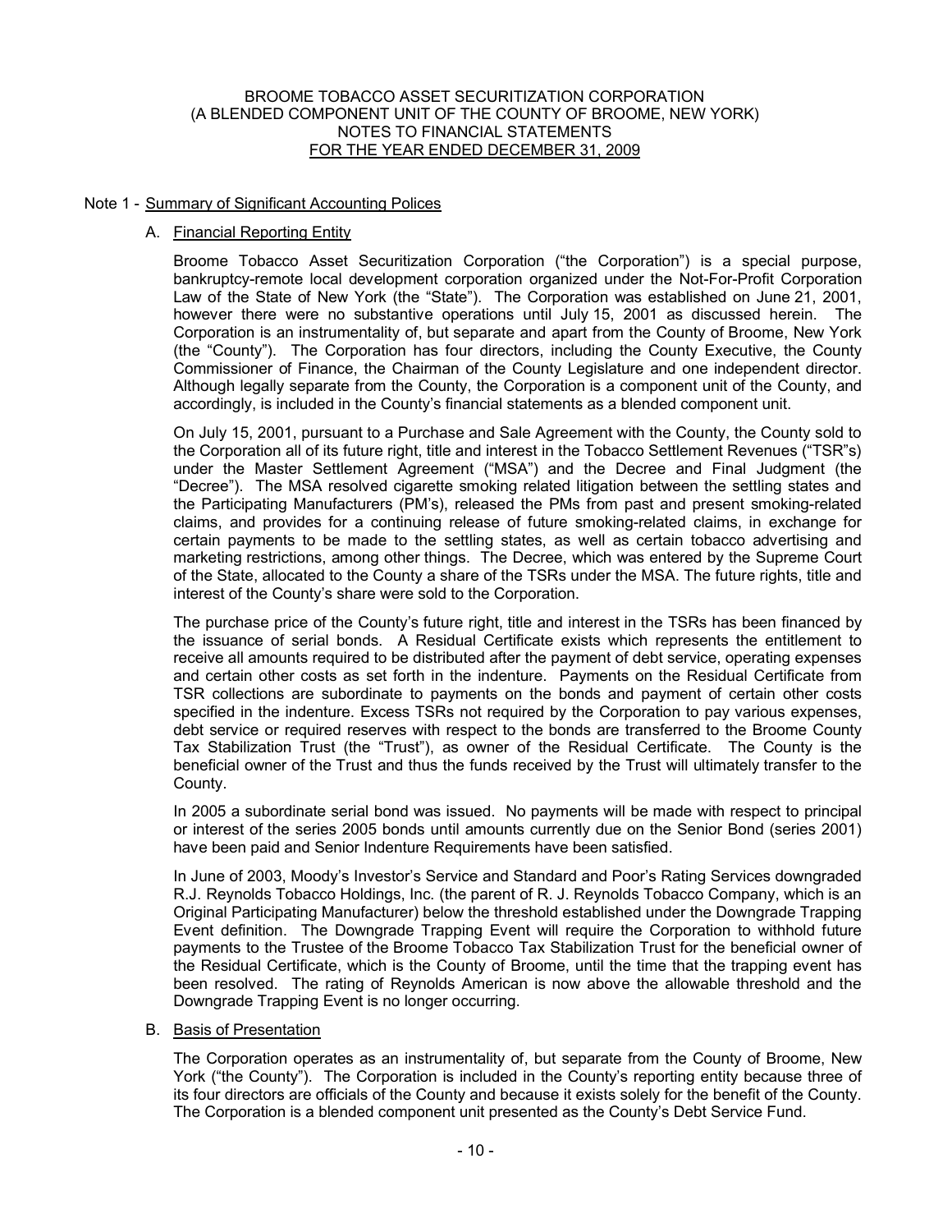BROOME TOBACCO ASSET SECURITIZATION CORPORATION
(A BLENDED COMPONENT UNIT OF THE COUNTY OF BROOME, NEW YORK)
NOTES TO FINANCIAL STATEMENTS
FOR THE YEAR ENDED DECEMBER 31, 2009

## Note 1 - Summary of Significant Accounting Polices

### A. Financial Reporting Entity

Broome Tobacco Asset Securitization Corporation ("the Corporation") is a special purpose, bankruptcy-remote local development corporation organized under the Not-For-Profit Corporation Law of the State of New York (the "State"). The Corporation was established on June 21, 2001, however there were no substantive operations until July 15, 2001 as discussed herein. The Corporation is an instrumentality of, but separate and apart from the County of Broome, New York (the "County"). The Corporation has four directors, including the County Executive, the County Commissioner of Finance, the Chairman of the County Legislature and one independent director. Although legally separate from the County, the Corporation is a component unit of the County, and accordingly, is included in the County's financial statements as a blended component unit.

On July 15, 2001, pursuant to a Purchase and Sale Agreement with the County, the County sold to the Corporation all of its future right, title and interest in the Tobacco Settlement Revenues ("TSR"s) under the Master Settlement Agreement ("MSA") and the Decree and Final Judgment (the "Decree"). The MSA resolved cigarette smoking related litigation between the settling states and the Participating Manufacturers (PM's), released the PMs from past and present smoking-related claims, and provides for a continuing release of future smoking-related claims, in exchange for certain payments to be made to the settling states, as well as certain tobacco advertising and marketing restrictions, among other things. The Decree, which was entered by the Supreme Court of the State, allocated to the County a share of the TSRs under the MSA. The future rights, title and interest of the County's share were sold to the Corporation.

The purchase price of the County's future right, title and interest in the TSRs has been financed by the issuance of serial bonds. A Residual Certificate exists which represents the entitlement to receive all amounts required to be distributed after the payment of debt service, operating expenses and certain other costs as set forth in the indenture. Payments on the Residual Certificate from TSR collections are subordinate to payments on the bonds and payment of certain other costs specified in the indenture. Excess TSRs not required by the Corporation to pay various expenses, debt service or required reserves with respect to the bonds are transferred to the Broome County Tax Stabilization Trust (the "Trust"), as owner of the Residual Certificate. The County is the beneficial owner of the Trust and thus the funds received by the Trust will ultimately transfer to the County.

In 2005 a subordinate serial bond was issued. No payments will be made with respect to principal or interest of the series 2005 bonds until amounts currently due on the Senior Bond (series 2001) have been paid and Senior Indenture Requirements have been satisfied.

In June of 2003, Moody's Investor's Service and Standard and Poor's Rating Services downgraded R.J. Reynolds Tobacco Holdings, Inc. (the parent of R. J. Reynolds Tobacco Company, which is an Original Participating Manufacturer) below the threshold established under the Downgrade Trapping Event definition. The Downgrade Trapping Event will require the Corporation to withhold future payments to the Trustee of the Broome Tobacco Tax Stabilization Trust for the beneficial owner of the Residual Certificate, which is the County of Broome, until the time that the trapping event has been resolved. The rating of Reynolds American is now above the allowable threshold and the Downgrade Trapping Event is no longer occurring.

### B. Basis of Presentation

The Corporation operates as an instrumentality of, but separate from the County of Broome, New York ("the County"). The Corporation is included in the County's reporting entity because three of its four directors are officials of the County and because it exists solely for the benefit of the County. The Corporation is a blended component unit presented as the County's Debt Service Fund.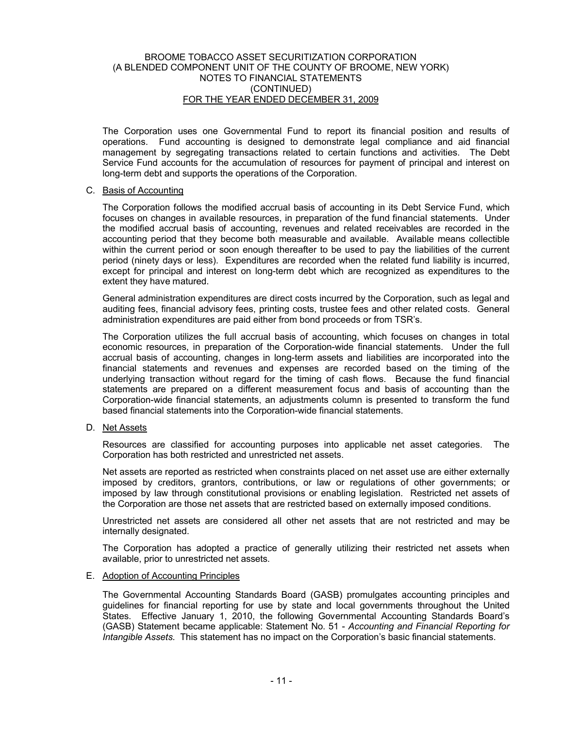The Corporation uses one Governmental Fund to report its financial position and results of operations. Fund accounting is designed to demonstrate legal compliance and aid financial management by segregating transactions related to certain functions and activities. The Debt Service Fund accounts for the accumulation of resources for payment of principal and interest on long-term debt and supports the operations of the Corporation.

C. Basis of Accounting

The Corporation follows the modified accrual basis of accounting in its Debt Service Fund, which focuses on changes in available resources, in preparation of the fund financial statements. Under the modified accrual basis of accounting, revenues and related receivables are recorded in the accounting period that they become both measurable and available. Available means collectible within the current period or soon enough thereafter to be used to pay the liabilities of the current period (ninety days or less). Expenditures are recorded when the related fund liability is incurred, except for principal and interest on long-term debt which are recognized as expenditures to the extent they have matured.

General administration expenditures are direct costs incurred by the Corporation, such as legal and auditing fees, financial advisory fees, printing costs, trustee fees and other related costs. General administration expenditures are paid either from bond proceeds or from TSR's.

The Corporation utilizes the full accrual basis of accounting, which focuses on changes in total economic resources, in preparation of the Corporation-wide financial statements. Under the full accrual basis of accounting, changes in long-term assets and liabilities are incorporated into the financial statements and revenues and expenses are recorded based on the timing of the underlying transaction without regard for the timing of cash flows. Because the fund financial statements are prepared on a different measurement focus and basis of accounting than the Corporation-wide financial statements, an adjustments column is presented to transform the fund based financial statements into the Corporation-wide financial statements.

D. Net Assets

Resources are classified for accounting purposes into applicable net asset categories. The Corporation has both restricted and unrestricted net assets.

Net assets are reported as restricted when constraints placed on net asset use are either externally imposed by creditors, grantors, contributions, or law or regulations of other governments; or imposed by law through constitutional provisions or enabling legislation. Restricted net assets of the Corporation are those net assets that are restricted based on externally imposed conditions.

Unrestricted net assets are considered all other net assets that are not restricted and may be internally designated.

The Corporation has adopted a practice of generally utilizing their restricted net assets when available, prior to unrestricted net assets.

E. Adoption of Accounting Principles

The Governmental Accounting Standards Board (GASB) promulgates accounting principles and guidelines for financial reporting for use by state and local governments throughout the United States. Effective January 1, 2010, the following Governmental Accounting Standards Board's (GASB) Statement became applicable: Statement No. 51 - *Accounting and Financial Reporting for Intangible Assets*. This statement has no impact on the Corporation's basic financial statements.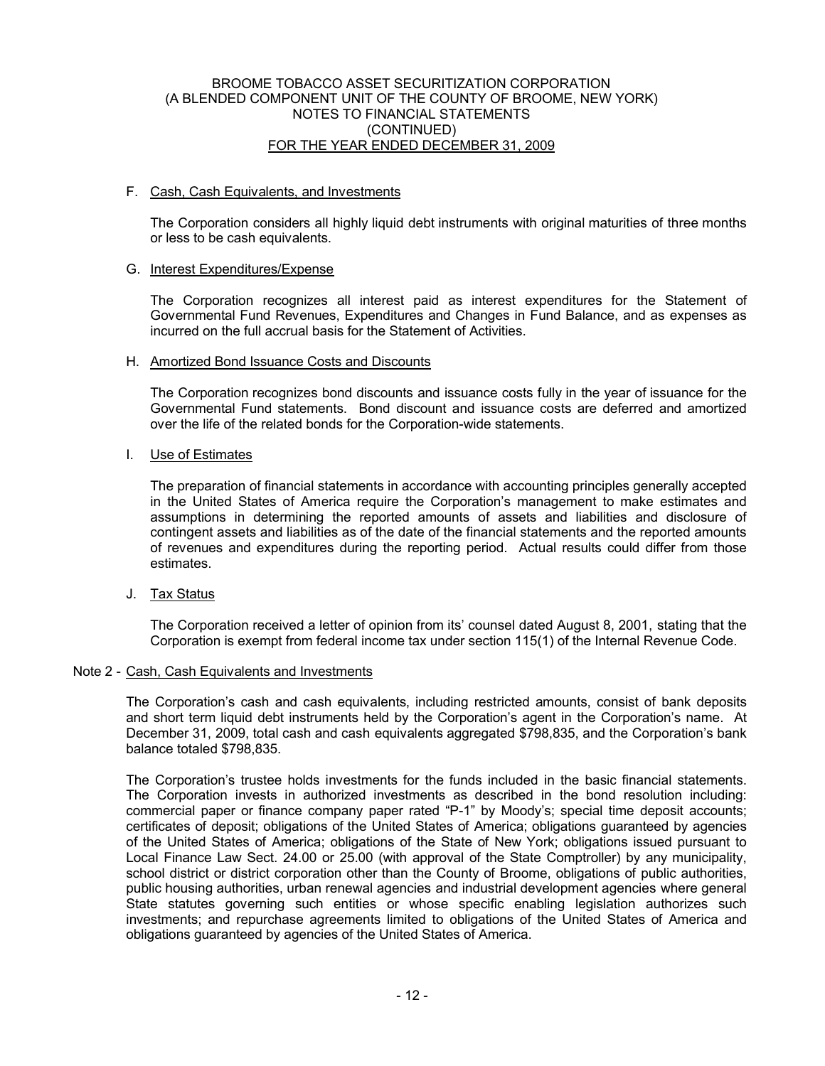F. Cash, Cash Equivalents, and Investments

The Corporation considers all highly liquid debt instruments with original maturities of three months or less to be cash equivalents.

G. Interest Expenditures/Expense

The Corporation recognizes all interest paid as interest expenditures for the Statement of Governmental Fund Revenues, Expenditures and Changes in Fund Balance, and as expenses as incurred on the full accrual basis for the Statement of Activities.

H. Amortized Bond Issuance Costs and Discounts

The Corporation recognizes bond discounts and issuance costs fully in the year of issuance for the Governmental Fund statements. Bond discount and issuance costs are deferred and amortized over the life of the related bonds for the Corporation-wide statements.

I. Use of Estimates

The preparation of financial statements in accordance with accounting principles generally accepted in the United States of America require the Corporation's management to make estimates and assumptions in determining the reported amounts of assets and liabilities and disclosure of contingent assets and liabilities as of the date of the financial statements and the reported amounts of revenues and expenditures during the reporting period. Actual results could differ from those estimates.

J. Tax Status

The Corporation received a letter of opinion from its' counsel dated August 8, 2001, stating that the Corporation is exempt from federal income tax under section 115(1) of the Internal Revenue Code.

Note 2 - Cash, Cash Equivalents and Investments

The Corporation's cash and cash equivalents, including restricted amounts, consist of bank deposits and short term liquid debt instruments held by the Corporation's agent in the Corporation's name. At December 31, 2009, total cash and cash equivalents aggregated $798,835, and the Corporation's bank balance totaled $798,835.

The Corporation's trustee holds investments for the funds included in the basic financial statements. The Corporation invests in authorized investments as described in the bond resolution including: commercial paper or finance company paper rated "P-1" by Moody's; special time deposit accounts; certificates of deposit; obligations of the United States of America; obligations guaranteed by agencies of the United States of America; obligations of the State of New York; obligations issued pursuant to Local Finance Law Sect. 24.00 or 25.00 (with approval of the State Comptroller) by any municipality, school district or district corporation other than the County of Broome, obligations of public authorities, public housing authorities, urban renewal agencies and industrial development agencies where general State statutes governing such entities or whose specific enabling legislation authorizes such investments; and repurchase agreements limited to obligations of the United States of America and obligations guaranteed by agencies of the United States of America.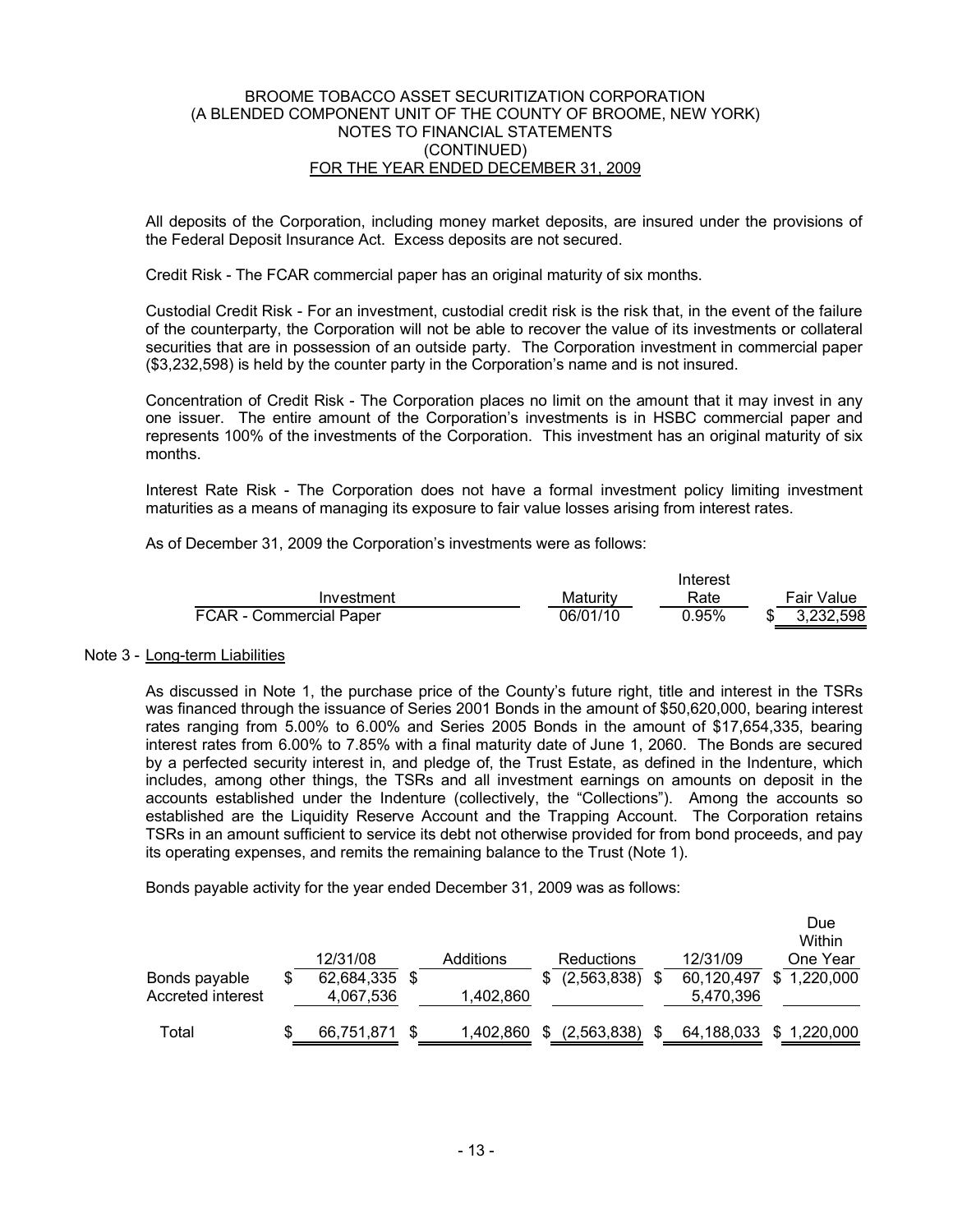All deposits of the Corporation, including money market deposits, are insured under the provisions of the Federal Deposit Insurance Act. Excess deposits are not secured.

Credit Risk - The FCAR commercial paper has an original maturity of six months.

Custodial Credit Risk - For an investment, custodial credit risk is the risk that, in the event of the failure of the counterparty, the Corporation will not be able to recover the value of its investments or collateral securities that are in possession of an outside party. The Corporation investment in commercial paper ($3,232,598) is held by the counter party in the Corporation's name and is not insured.

Concentration of Credit Risk - The Corporation places no limit on the amount that it may invest in any one issuer. The entire amount of the Corporation's investments is in HSBC commercial paper and represents 100% of the investments of the Corporation. This investment has an original maturity of six months.

Interest Rate Risk - The Corporation does not have a formal investment policy limiting investment maturities as a means of managing its exposure to fair value losses arising from interest rates.

As of December 31, 2009 the Corporation's investments were as follows:

| Investment | Maturity | Interest Rate | Fair Value |
|---|---|---|---|
| FCAR - Commercial Paper | 06/01/10 | 0.95% | $ 3,232,598 |

Note 3 - Long-term Liabilities

As discussed in Note 1, the purchase price of the County's future right, title and interest in the TSRs was financed through the issuance of Series 2001 Bonds in the amount of $50,620,000, bearing interest rates ranging from 5.00% to 6.00% and Series 2005 Bonds in the amount of $17,654,335, bearing interest rates from 6.00% to 7.85% with a final maturity date of June 1, 2060. The Bonds are secured by a perfected security interest in, and pledge of, the Trust Estate, as defined in the Indenture, which includes, among other things, the TSRs and all investment earnings on amounts on deposit in the accounts established under the Indenture (collectively, the "Collections"). Among the accounts so established are the Liquidity Reserve Account and the Trapping Account. The Corporation retains TSRs in an amount sufficient to service its debt not otherwise provided for from bond proceeds, and pay its operating expenses, and remits the remaining balance to the Trust (Note 1).

Bonds payable activity for the year ended December 31, 2009 was as follows:

| | 12/31/08 | Additions | Reductions | 12/31/09 | Due Within One Year |
|---|---|---|---|---|---|
| Bonds payable | $ 62,684,335 | $ | $ (2,563,838) | $ 60,120,497 | $ 1,220,000 |
| Accreted interest | 4,067,536 | 1,402,860 | | 5,470,396 | |
| Total | $ 66,751,871 | $ 1,402,860 | $ (2,563,838) | $ 64,188,033 | $ 1,220,000 |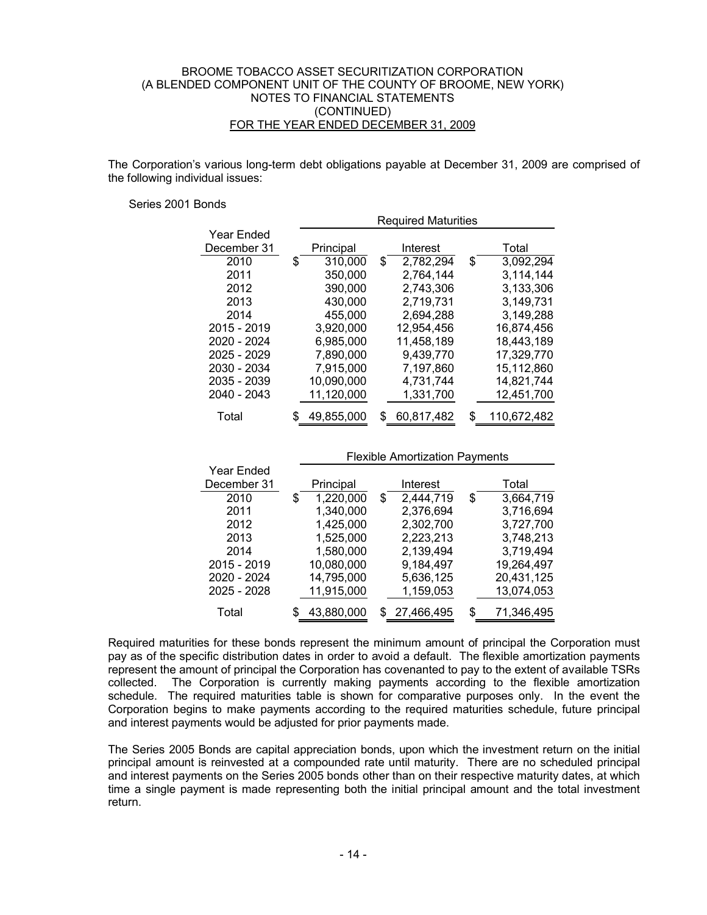The Corporation's various long-term debt obligations payable at December 31, 2009 are comprised of the following individual issues:

Series 2001 Bonds

| Year Ended December 31 | Required Maturities | | |
|---|---|---|---|
| | Principal | Interest | Total |
| 2010 | $ 310,000 | $ 2,782,294 | $ 3,092,294 |
| 2011 | 350,000 | 2,764,144 | 3,114,144 |
| 2012 | 390,000 | 2,743,306 | 3,133,306 |
| 2013 | 430,000 | 2,719,731 | 3,149,731 |
| 2014 | 455,000 | 2,694,288 | 3,149,288 |
| 2015 - 2019 | 3,920,000 | 12,954,456 | 16,874,456 |
| 2020 - 2024 | 6,985,000 | 11,458,189 | 18,443,189 |
| 2025 - 2029 | 7,890,000 | 9,439,770 | 17,329,770 |
| 2030 - 2034 | 7,915,000 | 7,197,860 | 15,112,860 |
| 2035 - 2039 | 10,090,000 | 4,731,744 | 14,821,744 |
| 2040 - 2043 | 11,120,000 | 1,331,700 | 12,451,700 |
| Total | $ 49,855,000 | $ 60,817,482 | $ 110,672,482 |

| Year Ended December 31 | Flexible Amortization Payments | | |
|---|---|---|---|
| | Principal | Interest | Total |
| 2010 | $ 1,220,000 | $ 2,444,719 | $ 3,664,719 |
| 2011 | 1,340,000 | 2,376,694 | 3,716,694 |
| 2012 | 1,425,000 | 2,302,700 | 3,727,700 |
| 2013 | 1,525,000 | 2,223,213 | 3,748,213 |
| 2014 | 1,580,000 | 2,139,494 | 3,719,494 |
| 2015 - 2019 | 10,080,000 | 9,184,497 | 19,264,497 |
| 2020 - 2024 | 14,795,000 | 5,636,125 | 20,431,125 |
| 2025 - 2028 | 11,915,000 | 1,159,053 | 13,074,053 |
| Total | $ 43,880,000 | $ 27,466,495 | $ 71,346,495 |

Required maturities for these bonds represent the minimum amount of principal the Corporation must pay as of the specific distribution dates in order to avoid a default. The flexible amortization payments represent the amount of principal the Corporation has covenanted to pay to the extent of available TSRs collected. The Corporation is currently making payments according to the flexible amortization schedule. The required maturities table is shown for comparative purposes only. In the event the Corporation begins to make payments according to the required maturities schedule, future principal and interest payments would be adjusted for prior payments made.

The Series 2005 Bonds are capital appreciation bonds, upon which the investment return on the initial principal amount is reinvested at a compounded rate until maturity. There are no scheduled principal and interest payments on the Series 2005 bonds other than on their respective maturity dates, at which time a single payment is made representing both the initial principal amount and the total investment return.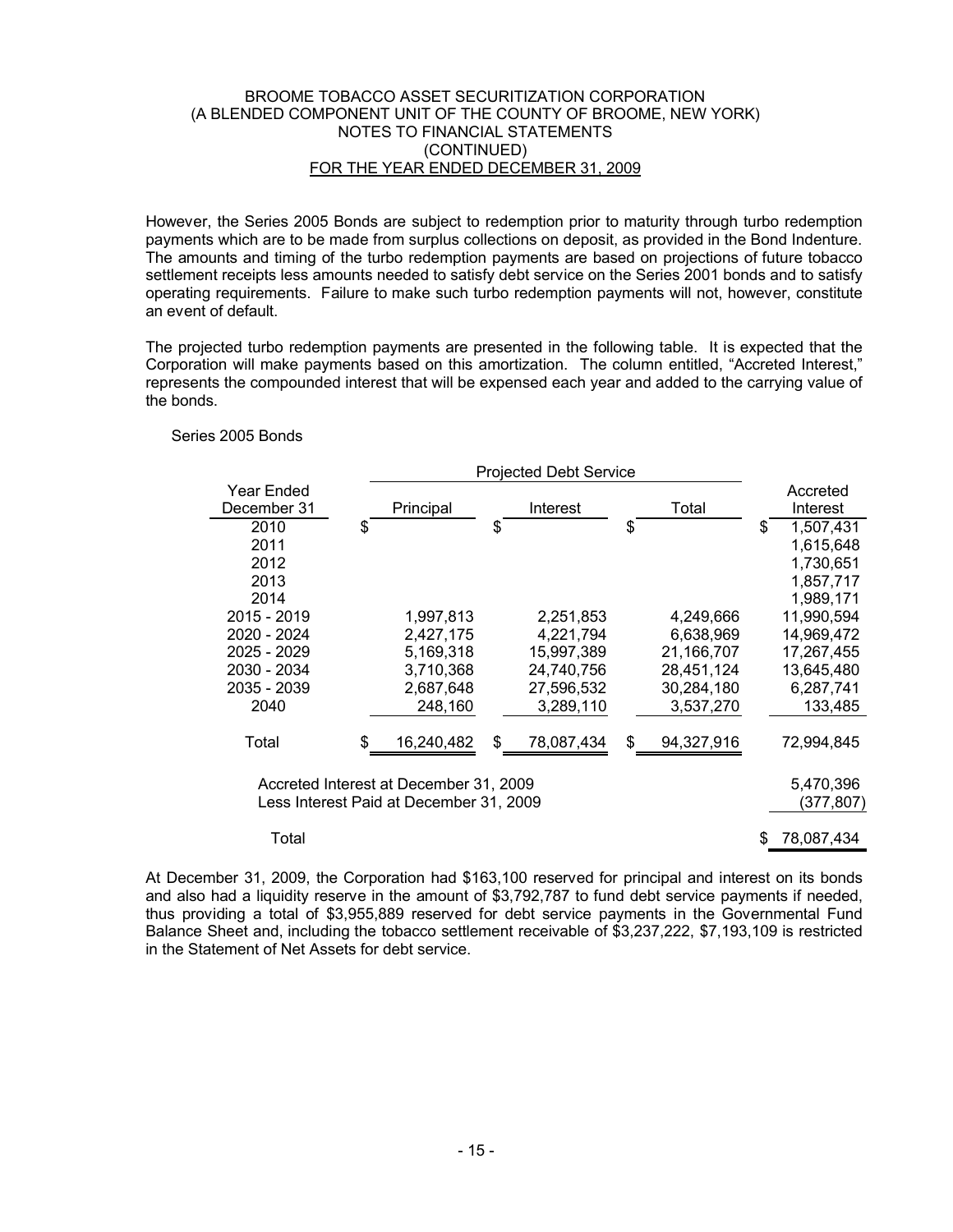However, the Series 2005 Bonds are subject to redemption prior to maturity through turbo redemption payments which are to be made from surplus collections on deposit, as provided in the Bond Indenture. The amounts and timing of the turbo redemption payments are based on projections of future tobacco settlement receipts less amounts needed to satisfy debt service on the Series 2001 bonds and to satisfy operating requirements. Failure to make such turbo redemption payments will not, however, constitute an event of default.

The projected turbo redemption payments are presented in the following table. It is expected that the Corporation will make payments based on this amortization. The column entitled, "Accreted Interest," represents the compounded interest that will be expensed each year and added to the carrying value of the bonds.

Series 2005 Bonds

| Year Ended December 31 | Projected Debt Service Principal | Interest | Total | Accreted Interest |
|---|---|---|---|---|
| 2010 | $ | $ | $ | $ 1,507,431 |
| 2011 | | | | 1,615,648 |
| 2012 | | | | 1,730,651 |
| 2013 | | | | 1,857,717 |
| 2014 | | | | 1,989,171 |
| 2015 - 2019 | 1,997,813 | 2,251,853 | 4,249,666 | 11,990,594 |
| 2020 - 2024 | 2,427,175 | 4,221,794 | 6,638,969 | 14,969,472 |
| 2025 - 2029 | 5,169,318 | 15,997,389 | 21,166,707 | 17,267,455 |
| 2030 - 2034 | 3,710,368 | 24,740,756 | 28,451,124 | 13,645,480 |
| 2035 - 2039 | 2,687,648 | 27,596,532 | 30,284,180 | 6,287,741 |
| 2040 | 248,160 | 3,289,110 | 3,537,270 | 133,485 |
| Total | $ 16,240,482 | $ 78,087,434 | $ 94,327,916 | 72,994,845 |
| Accreted Interest at December 31, 2009 | | | | 5,470,396 |
| Less Interest Paid at December 31, 2009 | | | | (377,807) |
| Total | | | | $ 78,087,434 |

At December 31, 2009, the Corporation had $163,100 reserved for principal and interest on its bonds and also had a liquidity reserve in the amount of $3,792,787 to fund debt service payments if needed, thus providing a total of $3,955,889 reserved for debt service payments in the Governmental Fund Balance Sheet and, including the tobacco settlement receivable of $3,237,222, $7,193,109 is restricted in the Statement of Net Assets for debt service.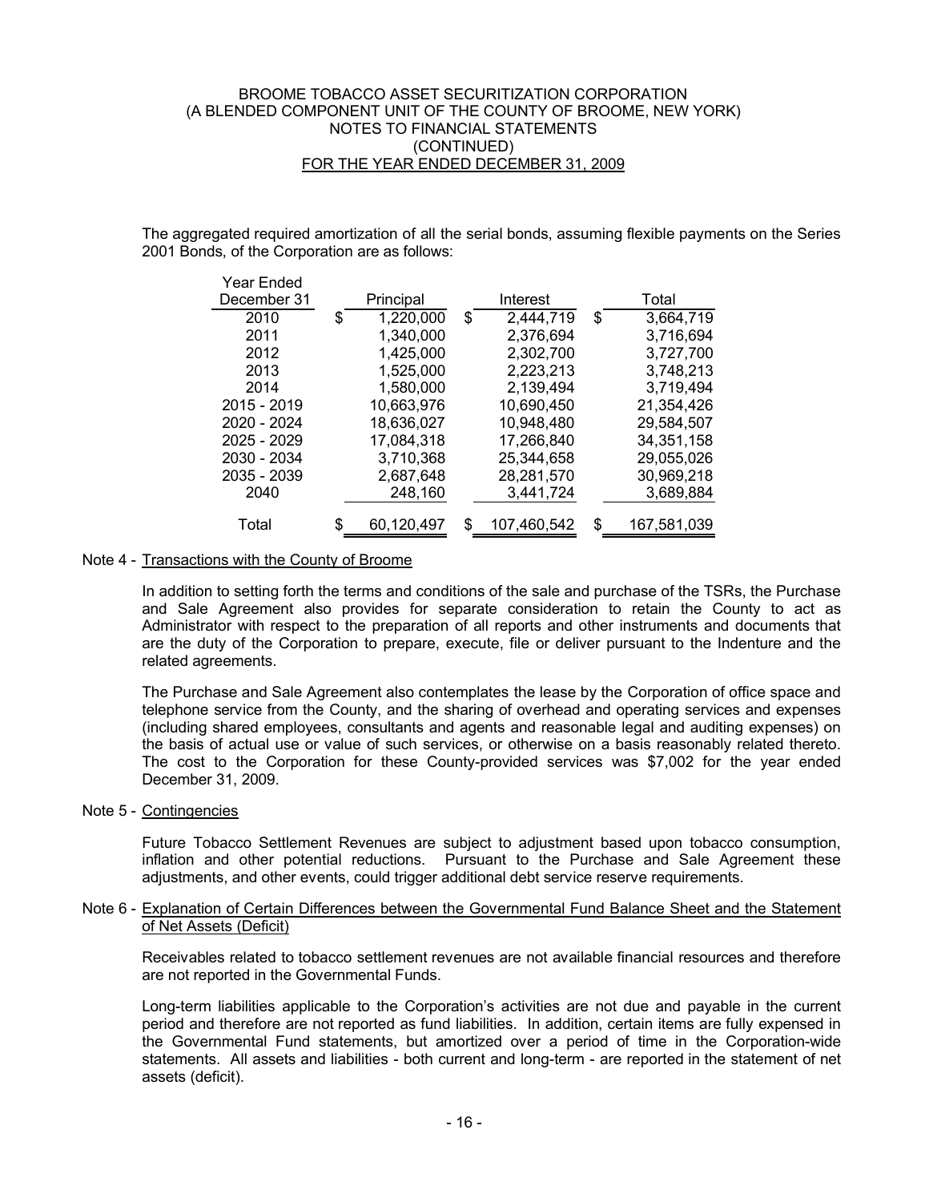The aggregated required amortization of all the serial bonds, assuming flexible payments on the Series 2001 Bonds, of the Corporation are as follows:

| Year Ended December 31 | Principal | Interest | Total |
|---|---|---|---|
| 2010 | $ 1,220,000 | $ 2,444,719 | $ 3,664,719 |
| 2011 | 1,340,000 | 2,376,694 | 3,716,694 |
| 2012 | 1,425,000 | 2,302,700 | 3,727,700 |
| 2013 | 1,525,000 | 2,223,213 | 3,748,213 |
| 2014 | 1,580,000 | 2,139,494 | 3,719,494 |
| 2015 - 2019 | 10,663,976 | 10,690,450 | 21,354,426 |
| 2020 - 2024 | 18,636,027 | 10,948,480 | 29,584,507 |
| 2025 - 2029 | 17,084,318 | 17,266,840 | 34,351,158 |
| 2030 - 2034 | 3,710,368 | 25,344,658 | 29,055,026 |
| 2035 - 2039 | 2,687,648 | 28,281,570 | 30,969,218 |
| 2040 | 248,160 | 3,441,724 | 3,689,884 |
| Total | $ 60,120,497 | $ 107,460,542 | $ 167,581,039 |

Note 4 - Transactions with the County of Broome

In addition to setting forth the terms and conditions of the sale and purchase of the TSRs, the Purchase and Sale Agreement also provides for separate consideration to retain the County to act as Administrator with respect to the preparation of all reports and other instruments and documents that are the duty of the Corporation to prepare, execute, file or deliver pursuant to the Indenture and the related agreements.

The Purchase and Sale Agreement also contemplates the lease by the Corporation of office space and telephone service from the County, and the sharing of overhead and operating services and expenses (including shared employees, consultants and agents and reasonable legal and auditing expenses) on the basis of actual use or value of such services, or otherwise on a basis reasonably related thereto. The cost to the Corporation for these County-provided services was $7,002 for the year ended December 31, 2009.

Note 5 - Contingencies

Future Tobacco Settlement Revenues are subject to adjustment based upon tobacco consumption, inflation and other potential reductions. Pursuant to the Purchase and Sale Agreement these adjustments, and other events, could trigger additional debt service reserve requirements.

Note 6 - Explanation of Certain Differences between the Governmental Fund Balance Sheet and the Statement of Net Assets (Deficit)

Receivables related to tobacco settlement revenues are not available financial resources and therefore are not reported in the Governmental Funds.

Long-term liabilities applicable to the Corporation's activities are not due and payable in the current period and therefore are not reported as fund liabilities. In addition, certain items are fully expensed in the Governmental Fund statements, but amortized over a period of time in the Corporation-wide statements. All assets and liabilities - both current and long-term - are reported in the statement of net assets (deficit).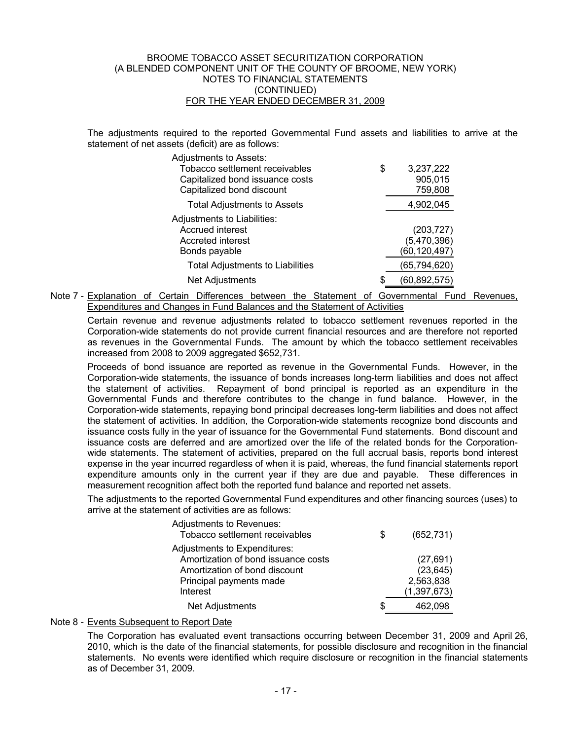The adjustments required to the reported Governmental Fund assets and liabilities to arrive at the statement of net assets (deficit) are as follows:

| | | |
|---|---|---|
| Adjustments to Assets: | | |
| Tobacco settlement receivables | $ | 3,237,222 |
| Capitalized bond issuance costs | | 905,015 |
| Capitalized bond discount | | 759,808 |
| Total Adjustments to Assets | | 4,902,045 |
| Adjustments to Liabilities: | | |
| Accrued interest | | (203,727) |
| Accreted interest | | (5,470,396) |
| Bonds payable | | (60,120,497) |
| Total Adjustments to Liabilities | | (65,794,620) |
| Net Adjustments | $ | (60,892,575) |

Note 7 - Explanation of Certain Differences between the Statement of Governmental Fund Revenues, Expenditures and Changes in Fund Balances and the Statement of Activities

Certain revenue and revenue adjustments related to tobacco settlement revenues reported in the Corporation-wide statements do not provide current financial resources and are therefore not reported as revenues in the Governmental Funds. The amount by which the tobacco settlement receivables increased from 2008 to 2009 aggregated $652,731.

Proceeds of bond issuance are reported as revenue in the Governmental Funds. However, in the Corporation-wide statements, the issuance of bonds increases long-term liabilities and does not affect the statement of activities. Repayment of bond principal is reported as an expenditure in the Governmental Funds and therefore contributes to the change in fund balance. However, in the Corporation-wide statements, repaying bond principal decreases long-term liabilities and does not affect the statement of activities. In addition, the Corporation-wide statements recognize bond discounts and issuance costs fully in the year of issuance for the Governmental Fund statements. Bond discount and issuance costs are deferred and are amortized over the life of the related bonds for the Corporation-wide statements. The statement of activities, prepared on the full accrual basis, reports bond interest expense in the year incurred regardless of when it is paid, whereas, the fund financial statements report expenditure amounts only in the current year if they are due and payable. These differences in measurement recognition affect both the reported fund balance and reported net assets.

The adjustments to the reported Governmental Fund expenditures and other financing sources (uses) to arrive at the statement of activities are as follows:

| | | |
|---|---|---|
| Adjustments to Revenues: | | |
| Tobacco settlement receivables | $ | (652,731) |
| Adjustments to Expenditures: | | |
| Amortization of bond issuance costs | | (27,691) |
| Amortization of bond discount | | (23,645) |
| Principal payments made | | 2,563,838 |
| Interest | | (1,397,673) |
| Net Adjustments | $ | 462,098 |

Note 8 - Events Subsequent to Report Date

The Corporation has evaluated event transactions occurring between December 31, 2009 and April 26, 2010, which is the date of the financial statements, for possible disclosure and recognition in the financial statements. No events were identified which require disclosure or recognition in the financial statements as of December 31, 2009.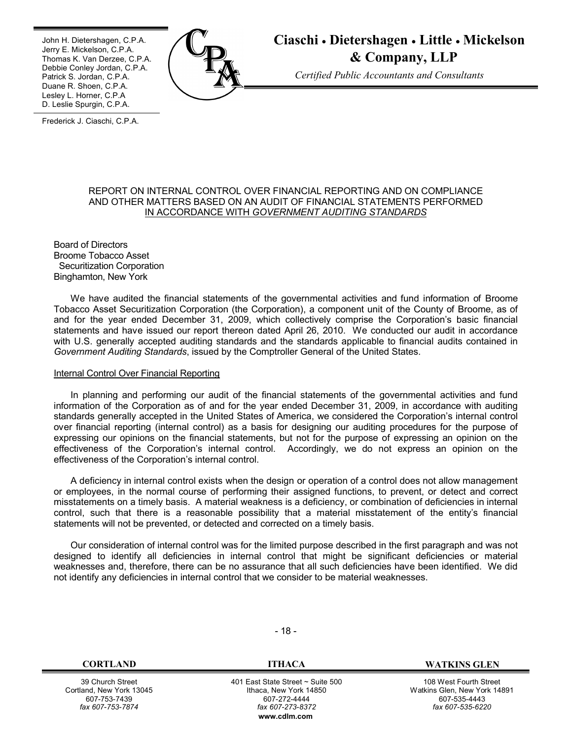John H. Dietershagen, C.P.A.
Jerry E. Mickelson, C.P.A.
Thomas K. Van Derzee, C.P.A.
Debbie Conley Jordan, C.P.A.
Patrick S. Jordan, C.P.A.
Duane R. Shoen, C.P.A.
Lesley L. Horner, C.P.A
D. Leslie Spurgin, C.P.A.

Frederick J. Ciaschi, C.P.A.

**Ciaschi • Dietershagen • Little • Mickelson & Company, LLP**

*Certified Public Accountants and Consultants*

REPORT ON INTERNAL CONTROL OVER FINANCIAL REPORTING AND ON COMPLIANCE AND OTHER MATTERS BASED ON AN AUDIT OF FINANCIAL STATEMENTS PERFORMED IN ACCORDANCE WITH *GOVERNMENT AUDITING STANDARDS*

Board of Directors
Broome Tobacco Asset
Securitization Corporation
Binghamton, New York

We have audited the financial statements of the governmental activities and fund information of Broome Tobacco Asset Securitization Corporation (the Corporation), a component unit of the County of Broome, as of and for the year ended December 31, 2009, which collectively comprise the Corporation's basic financial statements and have issued our report thereon dated April 26, 2010. We conducted our audit in accordance with U.S. generally accepted auditing standards and the standards applicable to financial audits contained in *Government Auditing Standards*, issued by the Comptroller General of the United States.

Internal Control Over Financial Reporting

In planning and performing our audit of the financial statements of the governmental activities and fund information of the Corporation as of and for the year ended December 31, 2009, in accordance with auditing standards generally accepted in the United States of America, we considered the Corporation's internal control over financial reporting (internal control) as a basis for designing our auditing procedures for the purpose of expressing our opinions on the financial statements, but not for the purpose of expressing an opinion on the effectiveness of the Corporation's internal control. Accordingly, we do not express an opinion on the effectiveness of the Corporation's internal control.

A deficiency in internal control exists when the design or operation of a control does not allow management or employees, in the normal course of performing their assigned functions, to prevent, or detect and correct misstatements on a timely basis. A material weakness is a deficiency, or combination of deficiencies in internal control, such that there is a reasonable possibility that a material misstatement of the entity's financial statements will not be prevented, or detected and corrected on a timely basis.

Our consideration of internal control was for the limited purpose described in the first paragraph and was not designed to identify all deficiencies in internal control that might be significant deficiencies or material weaknesses and, therefore, there can be no assurance that all such deficiencies have been identified. We did not identify any deficiencies in internal control that we consider to be material weaknesses.

| CORTLAND | ITHACA | WATKINS GLEN |
|---|---|---|
| 39 Church Street | 401 East State Street ~ Suite 500 | 108 West Fourth Street |
| Cortland, New York 13045 | Ithaca, New York 14850 | Watkins Glen, New York 14891 |
| 607-753-7439 | 607-272-4444 | 607-535-4443 |
| *fax 607-753-7874* | *fax 607-273-8372* | *fax 607-535-6220* |

**www.cdlm.com**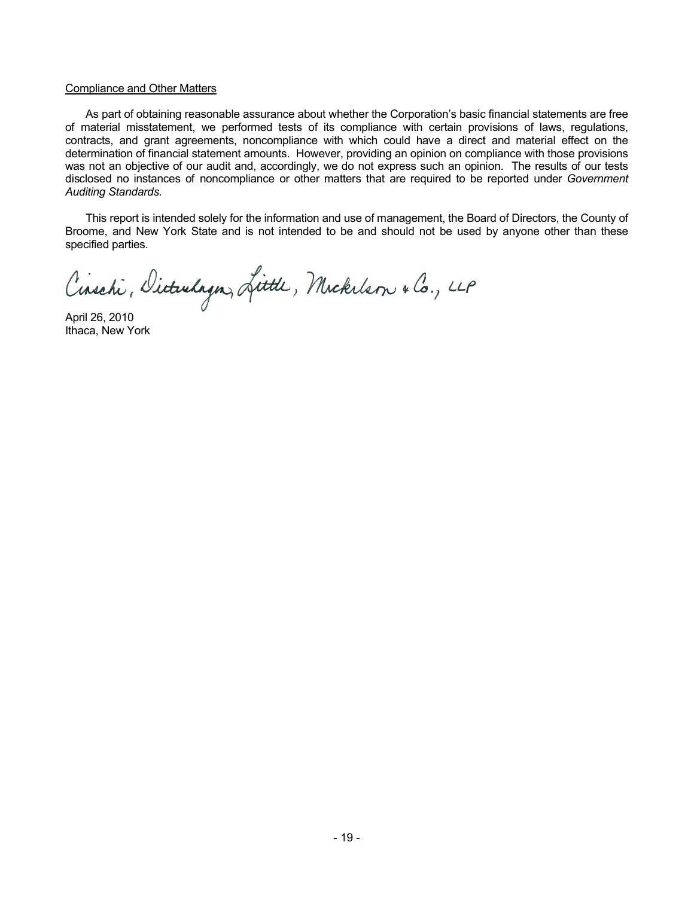Compliance and Other Matters

As part of obtaining reasonable assurance about whether the Corporation's basic financial statements are free of material misstatement, we performed tests of its compliance with certain provisions of laws, regulations, contracts, and grant agreements, noncompliance with which could have a direct and material effect on the determination of financial statement amounts. However, providing an opinion on compliance with those provisions was not an objective of our audit and, accordingly, we do not express such an opinion. The results of our tests disclosed no instances of noncompliance or other matters that are required to be reported under *Government Auditing Standards.*

This report is intended solely for the information and use of management, the Board of Directors, the County of Broome, and New York State and is not intended to be and should not be used by anyone other than these specified parties.

Ciaschi, Dietershagen, Little, Mickelson & Co., LLP

April 26, 2010
Ithaca, New York